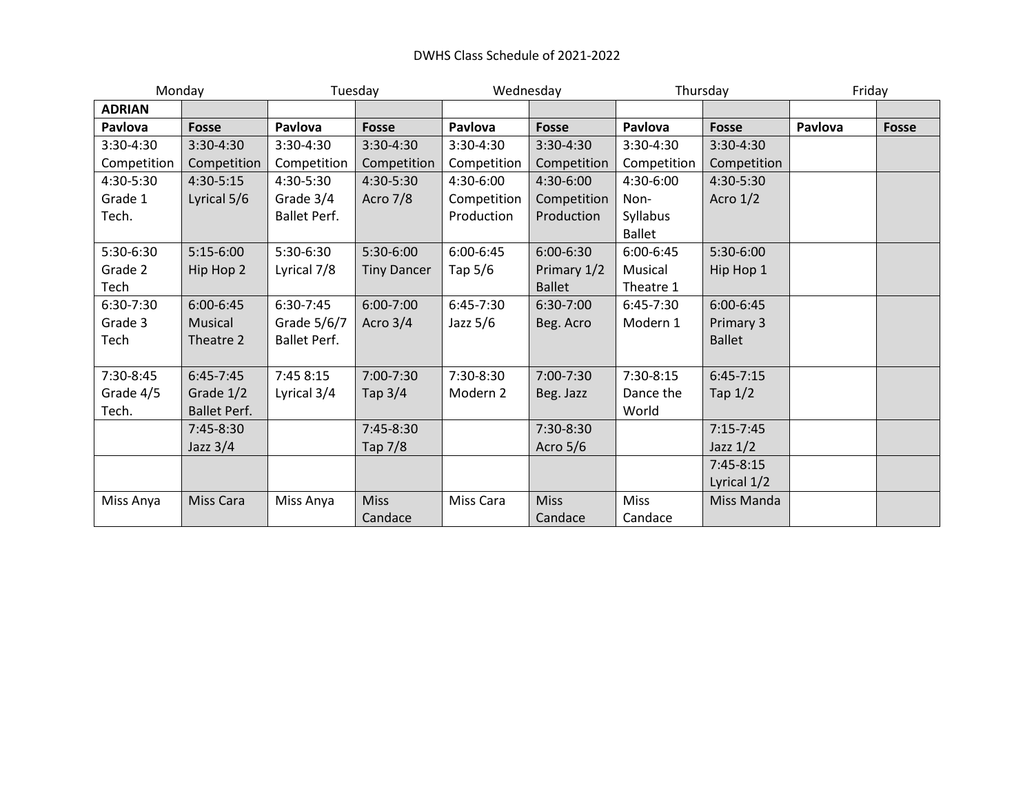DWHS Class Schedule of 2021-2022

| Monday | | Tuesday | | Wednesday | | Thursday | | Friday | |
|---|---|---|---|---|---|---|---|---|---|
| **ADRIAN** | | | | | | | | | |
| **Pavlova** | **Fosse** | **Pavlova** | **Fosse** | **Pavlova** | **Fosse** | **Pavlova** | **Fosse** | **Pavlova** | **Fosse** |
| 3:30-4:30 Competition | 3:30-4:30 Competition | 3:30-4:30 Competition | 3:30-4:30 Competition | 3:30-4:30 Competition | 3:30-4:30 Competition | 3:30-4:30 Competition | 3:30-4:30 Competition | | |
| 4:30-5:30 Grade 1 Tech. | 4:30-5:15 Lyrical 5/6 | 4:30-5:30 Grade 3/4 Ballet Perf. | 4:30-5:30 Acro 7/8 | 4:30-6:00 Competition Production | 4:30-6:00 Competition Production | 4:30-6:00 Non-Syllabus Ballet | 4:30-5:30 Acro 1/2 | | |
| 5:30-6:30 Grade 2 Tech | 5:15-6:00 Hip Hop 2 | 5:30-6:30 Lyrical 7/8 | 5:30-6:00 Tiny Dancer | 6:00-6:45 Tap 5/6 | 6:00-6:30 Primary 1/2 Ballet | 6:00-6:45 Musical Theatre 1 | 5:30-6:00 Hip Hop 1 | | |
| 6:30-7:30 Grade 3 Tech | 6:00-6:45 Musical Theatre 2 | 6:30-7:45 Grade 5/6/7 Ballet Perf. | 6:00-7:00 Acro 3/4 | 6:45-7:30 Jazz 5/6 | 6:30-7:00 Beg. Acro | 6:45-7:30 Modern 1 | 6:00-6:45 Primary 3 Ballet | | |
| 7:30-8:45 Grade 4/5 Tech. | 6:45-7:45 Grade 1/2 Ballet Perf. | 7:45 8:15 Lyrical 3/4 | 7:00-7:30 Tap 3/4 | 7:30-8:30 Modern 2 | 7:00-7:30 Beg. Jazz | 7:30-8:15 Dance the World | 6:45-7:15 Tap 1/2 | | |
| | 7:45-8:30 Jazz 3/4 | | 7:45-8:30 Tap 7/8 | | 7:30-8:30 Acro 5/6 | | 7:15-7:45 Jazz 1/2 | | |
| | | | | | | | 7:45-8:15 Lyrical 1/2 | | |
| Miss Anya | Miss Cara | Miss Anya | Miss Candace | Miss Cara | Miss Candace | Miss Candace | Miss Manda | | |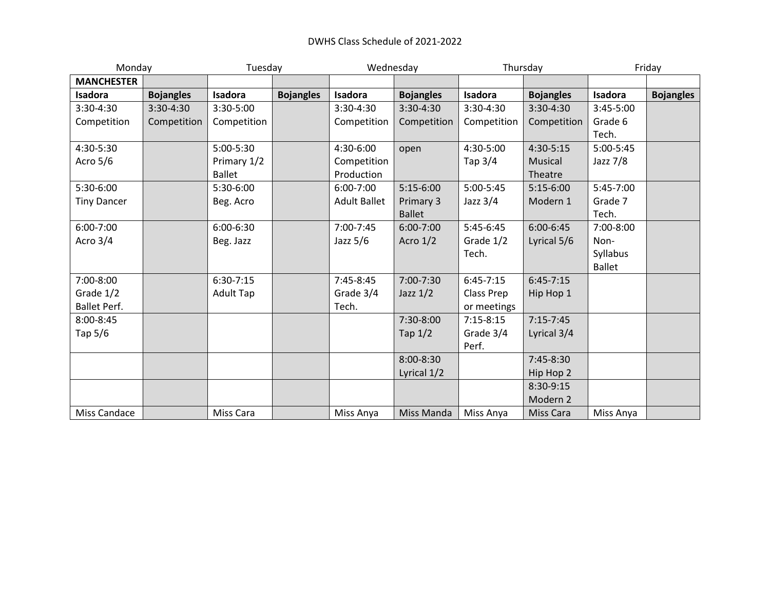DWHS Class Schedule of 2021-2022

| Monday | | Tuesday | | Wednesday | | Thursday | | Friday | |
|---|---|---|---|---|---|---|---|---|---|
| **MANCHESTER** | | | | | | | | | |
| **Isadora** | **Bojangles** | **Isadora** | **Bojangles** | **Isadora** | **Bojangles** | **Isadora** | **Bojangles** | **Isadora** | **Bojangles** |
| 3:30-4:30 Competition | 3:30-4:30 Competition | 3:30-5:00 Competition | | 3:30-4:30 Competition | 3:30-4:30 Competition | 3:30-4:30 Competition | 3:30-4:30 Competition | 3:45-5:00 Grade 6 Tech. | |
| 4:30-5:30 Acro 5/6 | | 5:00-5:30 Primary 1/2 Ballet | | 4:30-6:00 Competition Production | open | 4:30-5:00 Tap 3/4 | 4:30-5:15 Musical Theatre | 5:00-5:45 Jazz 7/8 | |
| 5:30-6:00 Tiny Dancer | | 5:30-6:00 Beg. Acro | | 6:00-7:00 Adult Ballet | 5:15-6:00 Primary 3 Ballet | 5:00-5:45 Jazz 3/4 | 5:15-6:00 Modern 1 | 5:45-7:00 Grade 7 Tech. | |
| 6:00-7:00 Acro 3/4 | | 6:00-6:30 Beg. Jazz | | 7:00-7:45 Jazz 5/6 | 6:00-7:00 Acro 1/2 | 5:45-6:45 Grade 1/2 Tech. | 6:00-6:45 Lyrical 5/6 | 7:00-8:00 Non-Syllabus Ballet | |
| 7:00-8:00 Grade 1/2 Ballet Perf. | | 6:30-7:15 Adult Tap | | 7:45-8:45 Grade 3/4 Tech. | 7:00-7:30 Jazz 1/2 | 6:45-7:15 Class Prep or meetings | 6:45-7:15 Hip Hop 1 | | |
| 8:00-8:45 Tap 5/6 | | | | | 7:30-8:00 Tap 1/2 | 7:15-8:15 Grade 3/4 Perf. | 7:15-7:45 Lyrical 3/4 | | |
| | | | | | 8:00-8:30 Lyrical 1/2 | | 7:45-8:30 Hip Hop 2 | | |
| | | | | | | | 8:30-9:15 Modern 2 | | |
| Miss Candace | | Miss Cara | | Miss Anya | Miss Manda | Miss Anya | Miss Cara | Miss Anya | |